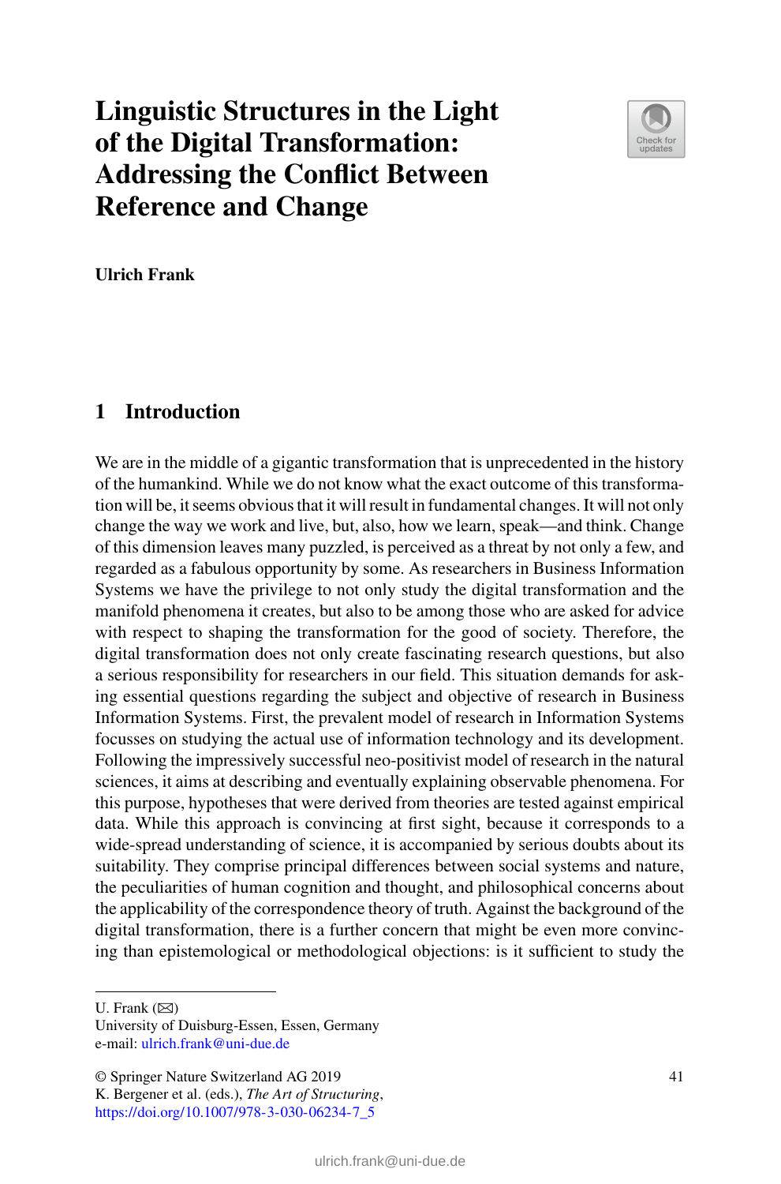# Linguistic Structures in the Light of the Digital Transformation: Addressing the Conflict Between Reference and Change

**Ulrich Frank**

## 1 Introduction

We are in the middle of a gigantic transformation that is unprecedented in the history of the humankind. While we do not know what the exact outcome of this transformation will be, it seems obvious that it will result in fundamental changes. It will not only change the way we work and live, but, also, how we learn, speak—and think. Change of this dimension leaves many puzzled, is perceived as a threat by not only a few, and regarded as a fabulous opportunity by some. As researchers in Business Information Systems we have the privilege to not only study the digital transformation and the manifold phenomena it creates, but also to be among those who are asked for advice with respect to shaping the transformation for the good of society. Therefore, the digital transformation does not only create fascinating research questions, but also a serious responsibility for researchers in our field. This situation demands for asking essential questions regarding the subject and objective of research in Business Information Systems. First, the prevalent model of research in Information Systems focusses on studying the actual use of information technology and its development. Following the impressively successful neo-positivist model of research in the natural sciences, it aims at describing and eventually explaining observable phenomena. For this purpose, hypotheses that were derived from theories are tested against empirical data. While this approach is convincing at first sight, because it corresponds to a wide-spread understanding of science, it is accompanied by serious doubts about its suitability. They comprise principal differences between social systems and nature, the peculiarities of human cognition and thought, and philosophical concerns about the applicability of the correspondence theory of truth. Against the background of the digital transformation, there is a further concern that might be even more convincing than epistemological or methodological objections: is it sufficient to study the

---

U. Frank (✉)
University of Duisburg-Essen, Essen, Germany
e-mail: ulrich.frank@uni-due.de

© Springer Nature Switzerland AG 2019
K. Bergener et al. (eds.), *The Art of Structuring*,
https://doi.org/10.1007/978-3-030-06234-7_5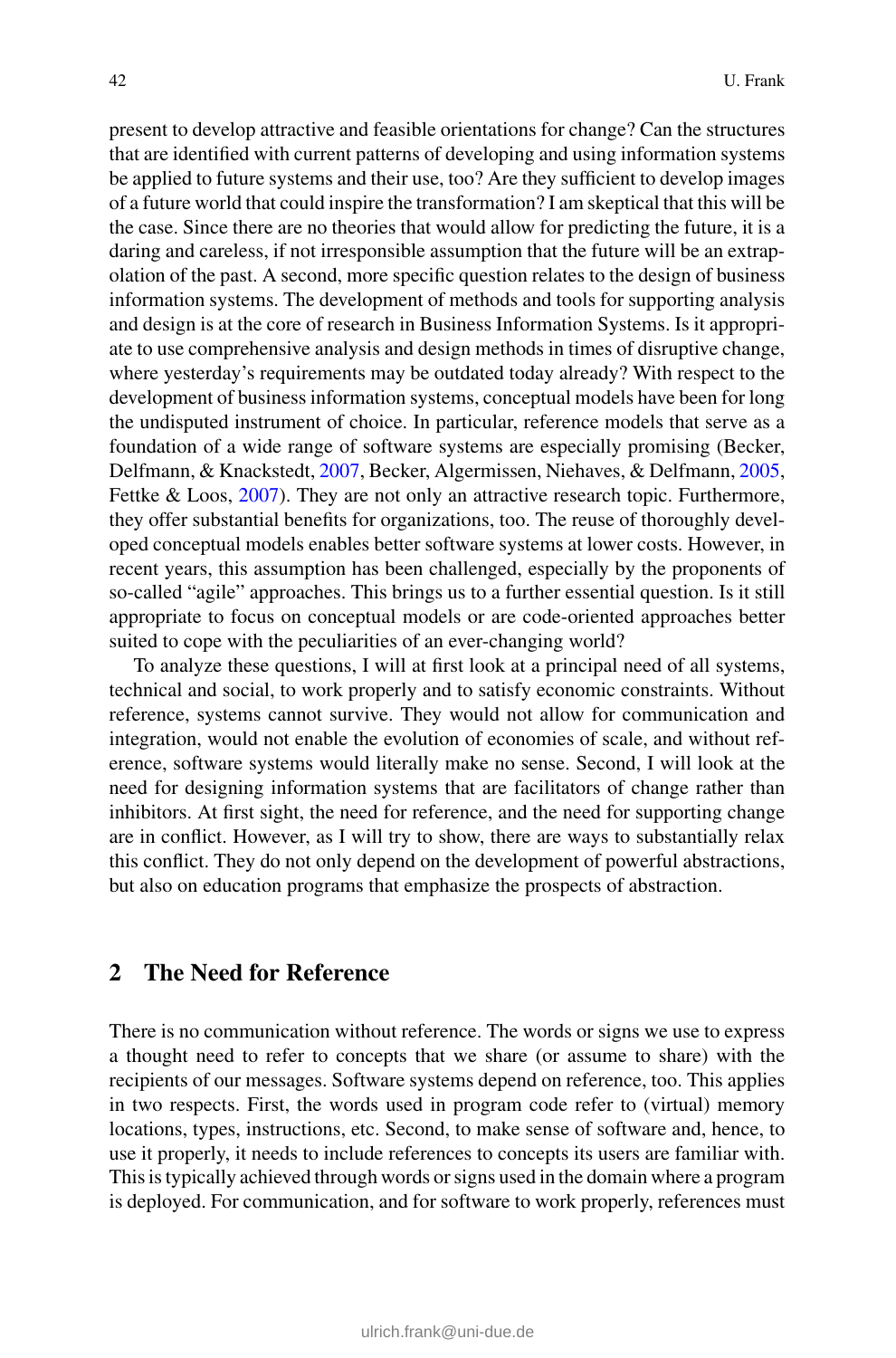present to develop attractive and feasible orientations for change? Can the structures that are identified with current patterns of developing and using information systems be applied to future systems and their use, too? Are they sufficient to develop images of a future world that could inspire the transformation? I am skeptical that this will be the case. Since there are no theories that would allow for predicting the future, it is a daring and careless, if not irresponsible assumption that the future will be an extrapolation of the past. A second, more specific question relates to the design of business information systems. The development of methods and tools for supporting analysis and design is at the core of research in Business Information Systems. Is it appropriate to use comprehensive analysis and design methods in times of disruptive change, where yesterday's requirements may be outdated today already? With respect to the development of business information systems, conceptual models have been for long the undisputed instrument of choice. In particular, reference models that serve as a foundation of a wide range of software systems are especially promising (Becker, Delfmann, & Knackstedt, 2007, Becker, Algermissen, Niehaves, & Delfmann, 2005, Fettke & Loos, 2007). They are not only an attractive research topic. Furthermore, they offer substantial benefits for organizations, too. The reuse of thoroughly developed conceptual models enables better software systems at lower costs. However, in recent years, this assumption has been challenged, especially by the proponents of so-called "agile" approaches. This brings us to a further essential question. Is it still appropriate to focus on conceptual models or are code-oriented approaches better suited to cope with the peculiarities of an ever-changing world?

To analyze these questions, I will at first look at a principal need of all systems, technical and social, to work properly and to satisfy economic constraints. Without reference, systems cannot survive. They would not allow for communication and integration, would not enable the evolution of economies of scale, and without reference, software systems would literally make no sense. Second, I will look at the need for designing information systems that are facilitators of change rather than inhibitors. At first sight, the need for reference, and the need for supporting change are in conflict. However, as I will try to show, there are ways to substantially relax this conflict. They do not only depend on the development of powerful abstractions, but also on education programs that emphasize the prospects of abstraction.

## 2 The Need for Reference

There is no communication without reference. The words or signs we use to express a thought need to refer to concepts that we share (or assume to share) with the recipients of our messages. Software systems depend on reference, too. This applies in two respects. First, the words used in program code refer to (virtual) memory locations, types, instructions, etc. Second, to make sense of software and, hence, to use it properly, it needs to include references to concepts its users are familiar with. This is typically achieved through words or signs used in the domain where a program is deployed. For communication, and for software to work properly, references must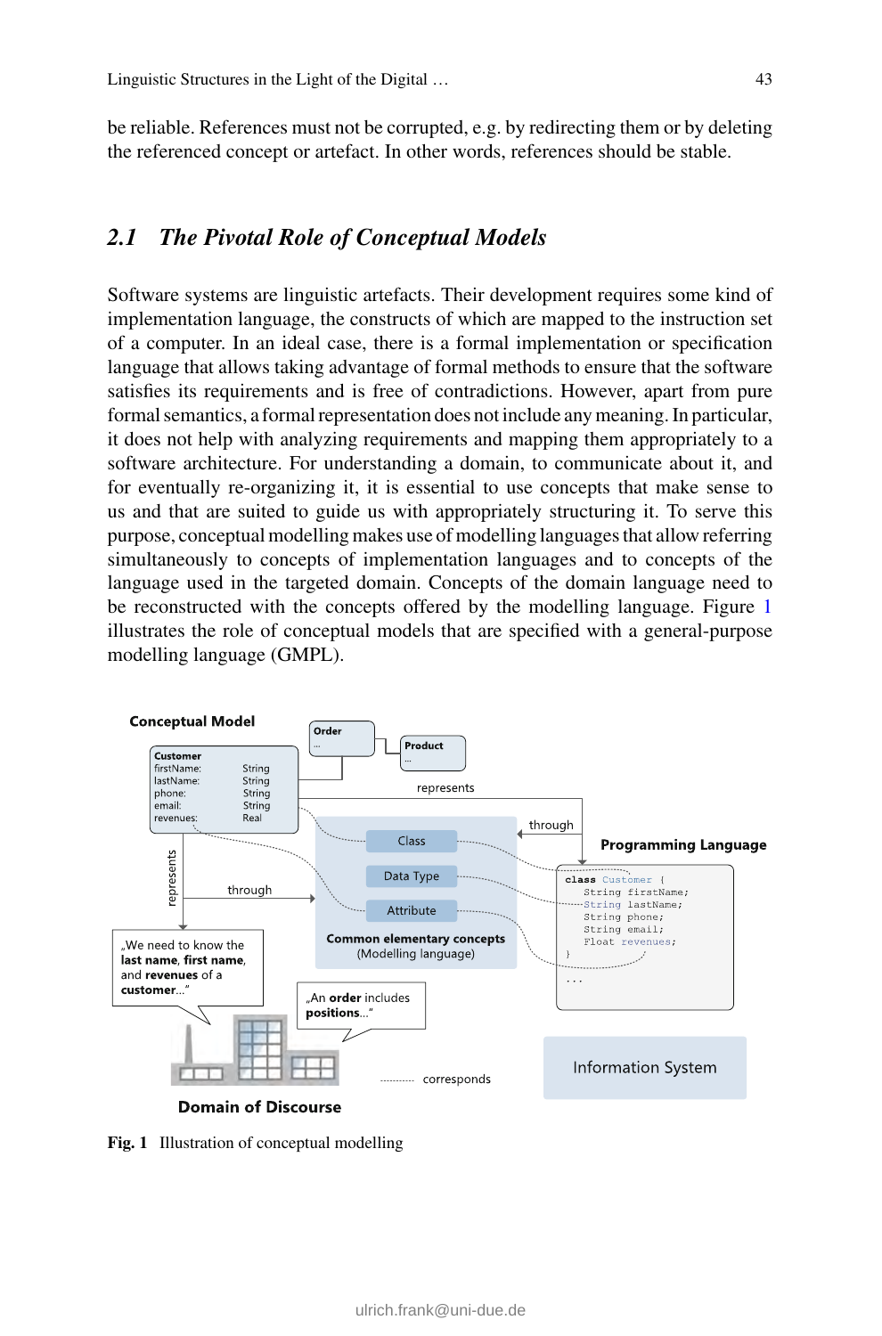be reliable. References must not be corrupted, e.g. by redirecting them or by deleting the referenced concept or artefact. In other words, references should be stable.

## 2.1 The Pivotal Role of Conceptual Models

Software systems are linguistic artefacts. Their development requires some kind of implementation language, the constructs of which are mapped to the instruction set of a computer. In an ideal case, there is a formal implementation or specification language that allows taking advantage of formal methods to ensure that the software satisfies its requirements and is free of contradictions. However, apart from pure formal semantics, a formal representation does not include any meaning. In particular, it does not help with analyzing requirements and mapping them appropriately to a software architecture. For understanding a domain, to communicate about it, and for eventually re-organizing it, it is essential to use concepts that make sense to us and that are suited to guide us with appropriately structuring it. To serve this purpose, conceptual modelling makes use of modelling languages that allow referring simultaneously to concepts of implementation languages and to concepts of the language used in the targeted domain. Concepts of the domain language need to be reconstructed with the concepts offered by the modelling language. Figure 1 illustrates the role of conceptual models that are specified with a general-purpose modelling language (GMPL).

**Fig. 1** Illustration of conceptual modelling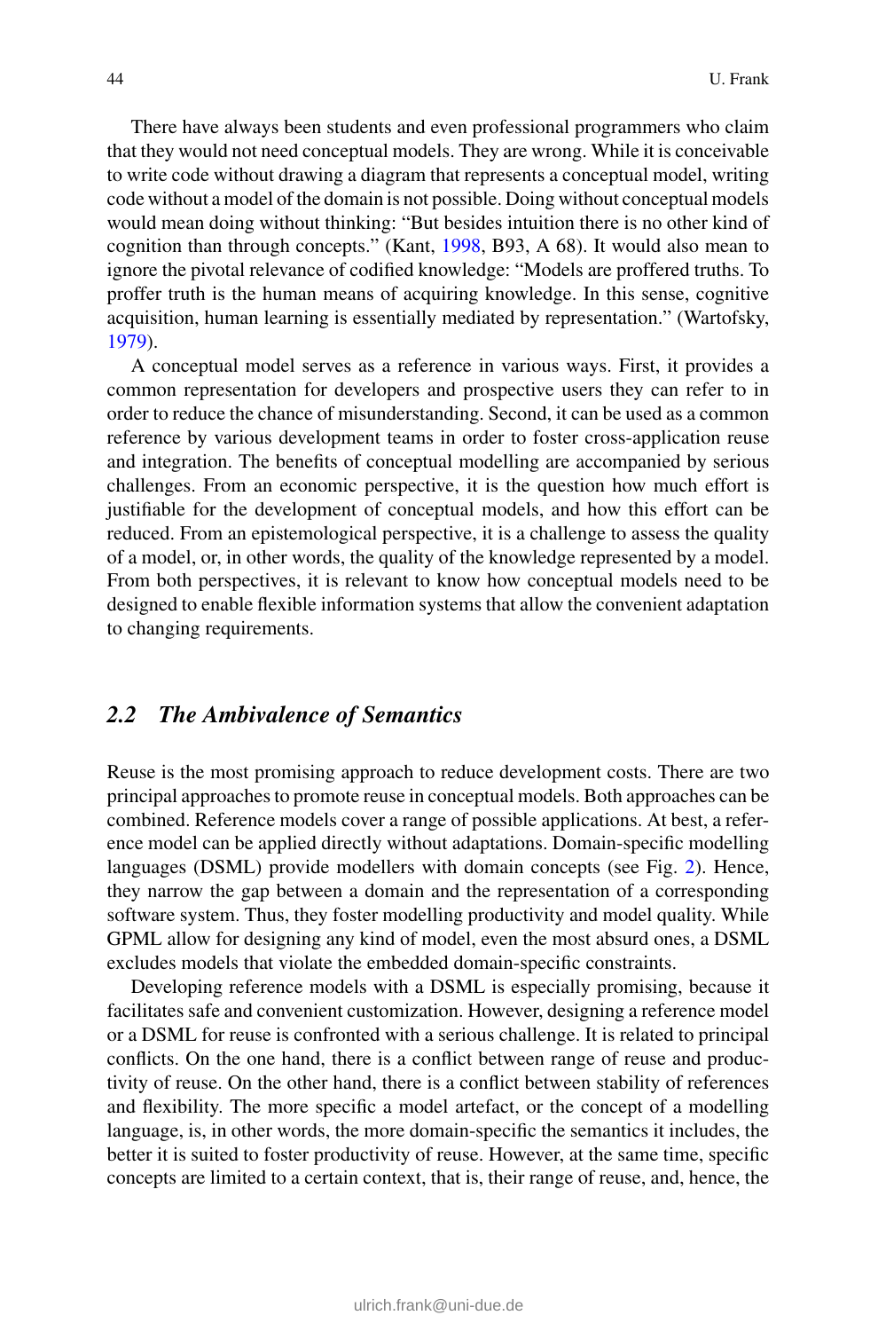There have always been students and even professional programmers who claim that they would not need conceptual models. They are wrong. While it is conceivable to write code without drawing a diagram that represents a conceptual model, writing code without a model of the domain is not possible. Doing without conceptual models would mean doing without thinking: "But besides intuition there is no other kind of cognition than through concepts." (Kant, 1998, B93, A 68). It would also mean to ignore the pivotal relevance of codified knowledge: "Models are proffered truths. To proffer truth is the human means of acquiring knowledge. In this sense, cognitive acquisition, human learning is essentially mediated by representation." (Wartofsky, 1979).

A conceptual model serves as a reference in various ways. First, it provides a common representation for developers and prospective users they can refer to in order to reduce the chance of misunderstanding. Second, it can be used as a common reference by various development teams in order to foster cross-application reuse and integration. The benefits of conceptual modelling are accompanied by serious challenges. From an economic perspective, it is the question how much effort is justifiable for the development of conceptual models, and how this effort can be reduced. From an epistemological perspective, it is a challenge to assess the quality of a model, or, in other words, the quality of the knowledge represented by a model. From both perspectives, it is relevant to know how conceptual models need to be designed to enable flexible information systems that allow the convenient adaptation to changing requirements.

## *2.2 The Ambivalence of Semantics*

Reuse is the most promising approach to reduce development costs. There are two principal approaches to promote reuse in conceptual models. Both approaches can be combined. Reference models cover a range of possible applications. At best, a reference model can be applied directly without adaptations. Domain-specific modelling languages (DSML) provide modellers with domain concepts (see Fig. 2). Hence, they narrow the gap between a domain and the representation of a corresponding software system. Thus, they foster modelling productivity and model quality. While GPML allow for designing any kind of model, even the most absurd ones, a DSML excludes models that violate the embedded domain-specific constraints.

Developing reference models with a DSML is especially promising, because it facilitates safe and convenient customization. However, designing a reference model or a DSML for reuse is confronted with a serious challenge. It is related to principal conflicts. On the one hand, there is a conflict between range of reuse and productivity of reuse. On the other hand, there is a conflict between stability of references and flexibility. The more specific a model artefact, or the concept of a modelling language, is, in other words, the more domain-specific the semantics it includes, the better it is suited to foster productivity of reuse. However, at the same time, specific concepts are limited to a certain context, that is, their range of reuse, and, hence, the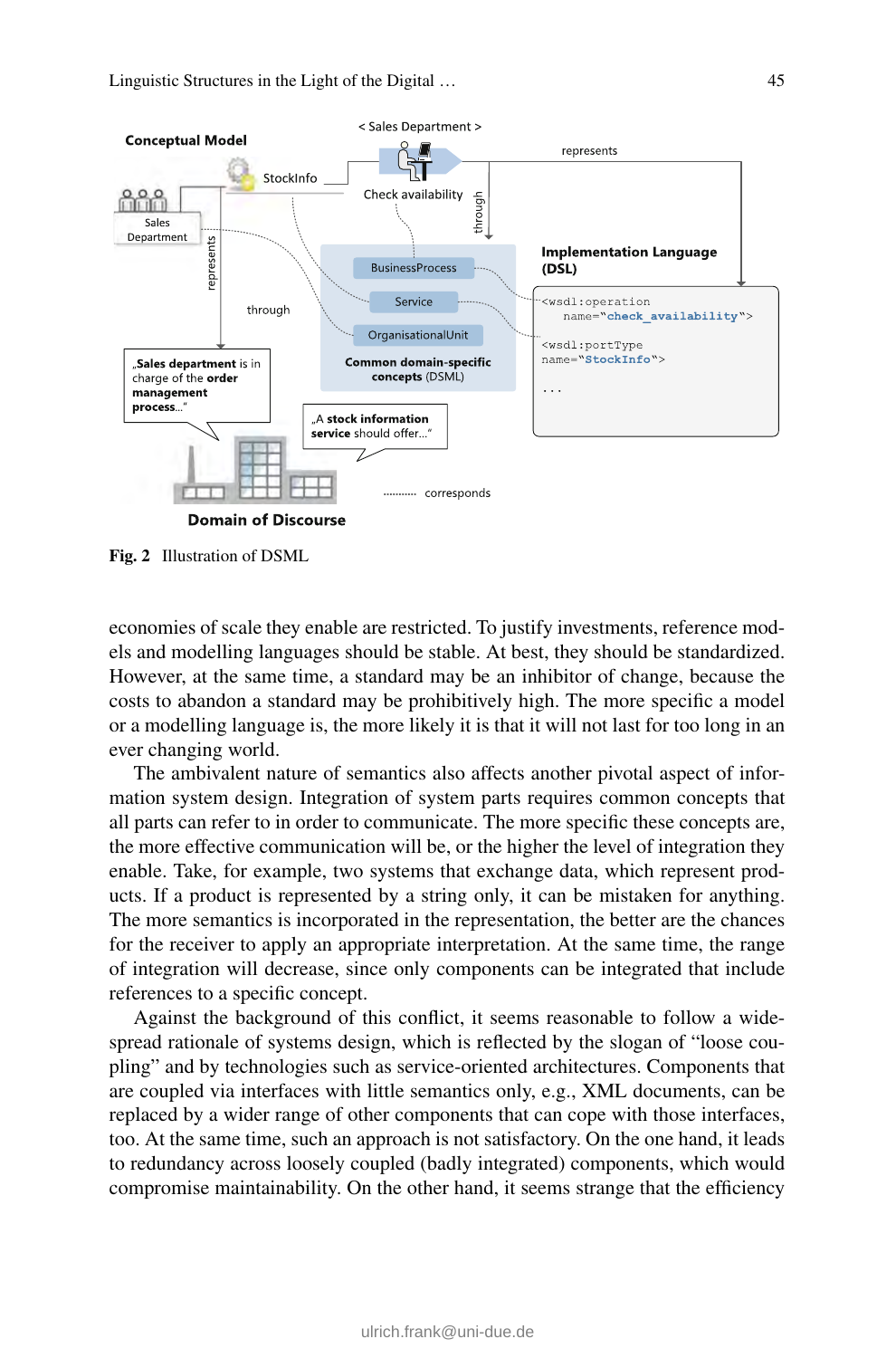Conceptual Model

< Sales Department >

StockInfo

Check availability

represents

through

Sales Department

represents

through

BusinessProcess

Service

OrganisationalUnit

Common domain-specific concepts (DSML)

Implementation Language (DSL)

```
<wsdl:operation
   name="check_availability">

<wsdl:portType
name="StockInfo">

...
```

„**Sales department** is in charge of the **order management process**..."

„A **stock information service** should offer..."

corresponds

Domain of Discourse

**Fig. 2** Illustration of DSML

economies of scale they enable are restricted. To justify investments, reference models and modelling languages should be stable. At best, they should be standardized. However, at the same time, a standard may be an inhibitor of change, because the costs to abandon a standard may be prohibitively high. The more specific a model or a modelling language is, the more likely it is that it will not last for too long in an ever changing world.

The ambivalent nature of semantics also affects another pivotal aspect of information system design. Integration of system parts requires common concepts that all parts can refer to in order to communicate. The more specific these concepts are, the more effective communication will be, or the higher the level of integration they enable. Take, for example, two systems that exchange data, which represent products. If a product is represented by a string only, it can be mistaken for anything. The more semantics is incorporated in the representation, the better are the chances for the receiver to apply an appropriate interpretation. At the same time, the range of integration will decrease, since only components can be integrated that include references to a specific concept.

Against the background of this conflict, it seems reasonable to follow a widespread rationale of systems design, which is reflected by the slogan of "loose coupling" and by technologies such as service-oriented architectures. Components that are coupled via interfaces with little semantics only, e.g., XML documents, can be replaced by a wider range of other components that can cope with those interfaces, too. At the same time, such an approach is not satisfactory. On the one hand, it leads to redundancy across loosely coupled (badly integrated) components, which would compromise maintainability. On the other hand, it seems strange that the efficiency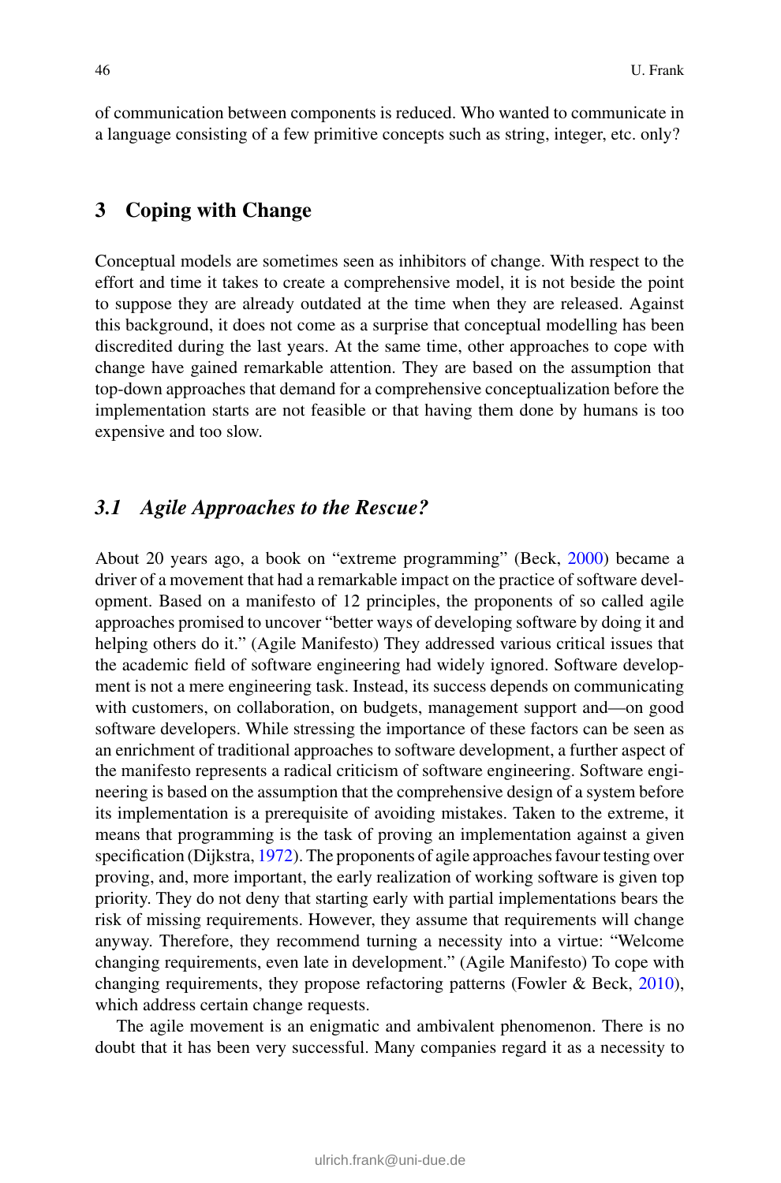of communication between components is reduced. Who wanted to communicate in a language consisting of a few primitive concepts such as string, integer, etc. only?

## 3 Coping with Change

Conceptual models are sometimes seen as inhibitors of change. With respect to the effort and time it takes to create a comprehensive model, it is not beside the point to suppose they are already outdated at the time when they are released. Against this background, it does not come as a surprise that conceptual modelling has been discredited during the last years. At the same time, other approaches to cope with change have gained remarkable attention. They are based on the assumption that top-down approaches that demand for a comprehensive conceptualization before the implementation starts are not feasible or that having them done by humans is too expensive and too slow.

### *3.1 Agile Approaches to the Rescue?*

About 20 years ago, a book on "extreme programming" (Beck, 2000) became a driver of a movement that had a remarkable impact on the practice of software development. Based on a manifesto of 12 principles, the proponents of so called agile approaches promised to uncover "better ways of developing software by doing it and helping others do it." (Agile Manifesto) They addressed various critical issues that the academic field of software engineering had widely ignored. Software development is not a mere engineering task. Instead, its success depends on communicating with customers, on collaboration, on budgets, management support and—on good software developers. While stressing the importance of these factors can be seen as an enrichment of traditional approaches to software development, a further aspect of the manifesto represents a radical criticism of software engineering. Software engineering is based on the assumption that the comprehensive design of a system before its implementation is a prerequisite of avoiding mistakes. Taken to the extreme, it means that programming is the task of proving an implementation against a given specification (Dijkstra, 1972). The proponents of agile approaches favour testing over proving, and, more important, the early realization of working software is given top priority. They do not deny that starting early with partial implementations bears the risk of missing requirements. However, they assume that requirements will change anyway. Therefore, they recommend turning a necessity into a virtue: "Welcome changing requirements, even late in development." (Agile Manifesto) To cope with changing requirements, they propose refactoring patterns (Fowler & Beck, 2010), which address certain change requests.

The agile movement is an enigmatic and ambivalent phenomenon. There is no doubt that it has been very successful. Many companies regard it as a necessity to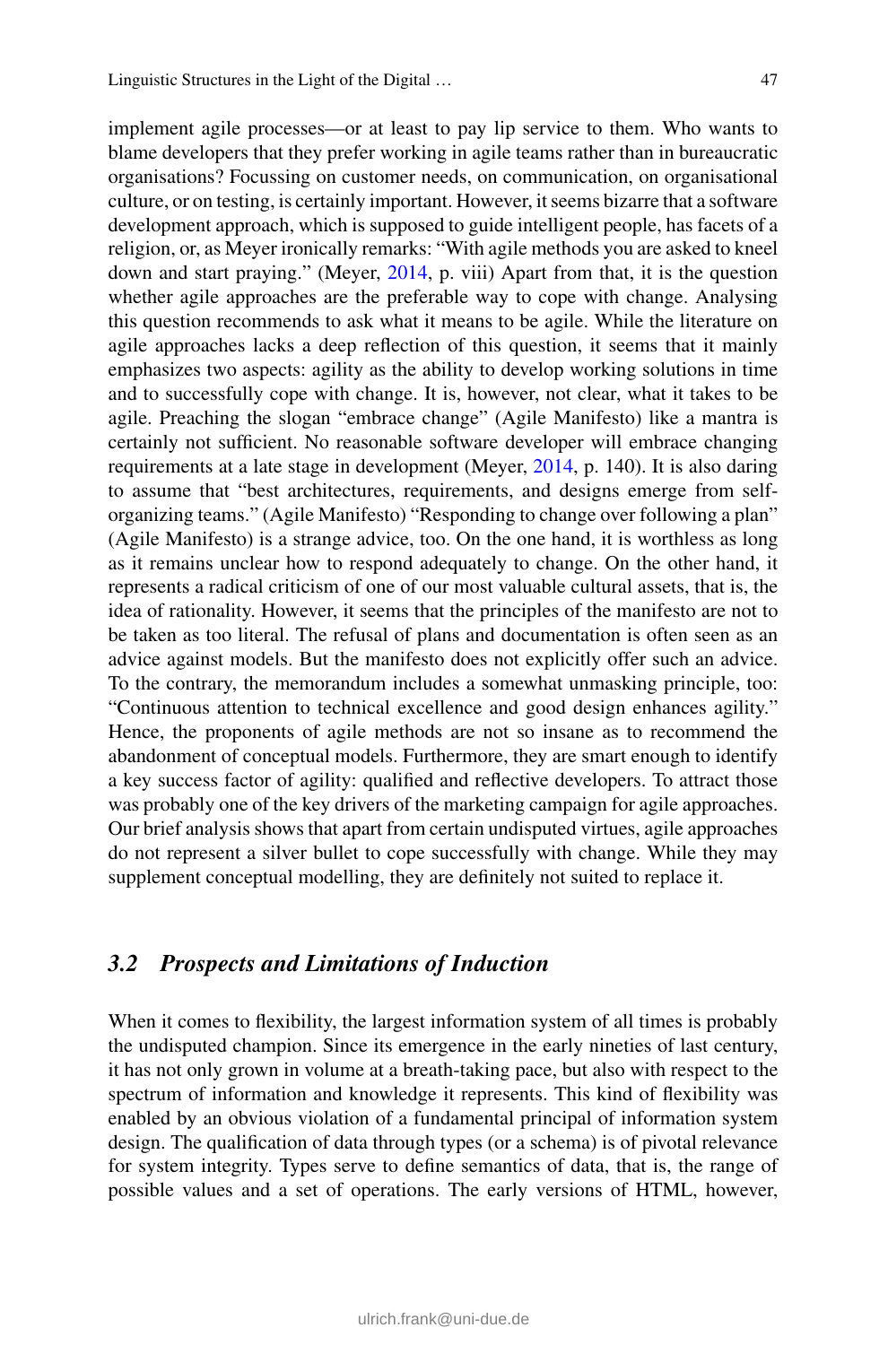implement agile processes—or at least to pay lip service to them. Who wants to blame developers that they prefer working in agile teams rather than in bureaucratic organisations? Focussing on customer needs, on communication, on organisational culture, or on testing, is certainly important. However, it seems bizarre that a software development approach, which is supposed to guide intelligent people, has facets of a religion, or, as Meyer ironically remarks: "With agile methods you are asked to kneel down and start praying." (Meyer, 2014, p. viii) Apart from that, it is the question whether agile approaches are the preferable way to cope with change. Analysing this question recommends to ask what it means to be agile. While the literature on agile approaches lacks a deep reflection of this question, it seems that it mainly emphasizes two aspects: agility as the ability to develop working solutions in time and to successfully cope with change. It is, however, not clear, what it takes to be agile. Preaching the slogan "embrace change" (Agile Manifesto) like a mantra is certainly not sufficient. No reasonable software developer will embrace changing requirements at a late stage in development (Meyer, 2014, p. 140). It is also daring to assume that "best architectures, requirements, and designs emerge from self-organizing teams." (Agile Manifesto) "Responding to change over following a plan" (Agile Manifesto) is a strange advice, too. On the one hand, it is worthless as long as it remains unclear how to respond adequately to change. On the other hand, it represents a radical criticism of one of our most valuable cultural assets, that is, the idea of rationality. However, it seems that the principles of the manifesto are not to be taken as too literal. The refusal of plans and documentation is often seen as an advice against models. But the manifesto does not explicitly offer such an advice. To the contrary, the memorandum includes a somewhat unmasking principle, too: "Continuous attention to technical excellence and good design enhances agility." Hence, the proponents of agile methods are not so insane as to recommend the abandonment of conceptual models. Furthermore, they are smart enough to identify a key success factor of agility: qualified and reflective developers. To attract those was probably one of the key drivers of the marketing campaign for agile approaches. Our brief analysis shows that apart from certain undisputed virtues, agile approaches do not represent a silver bullet to cope successfully with change. While they may supplement conceptual modelling, they are definitely not suited to replace it.

### *3.2 Prospects and Limitations of Induction*

When it comes to flexibility, the largest information system of all times is probably the undisputed champion. Since its emergence in the early nineties of last century, it has not only grown in volume at a breath-taking pace, but also with respect to the spectrum of information and knowledge it represents. This kind of flexibility was enabled by an obvious violation of a fundamental principal of information system design. The qualification of data through types (or a schema) is of pivotal relevance for system integrity. Types serve to define semantics of data, that is, the range of possible values and a set of operations. The early versions of HTML, however,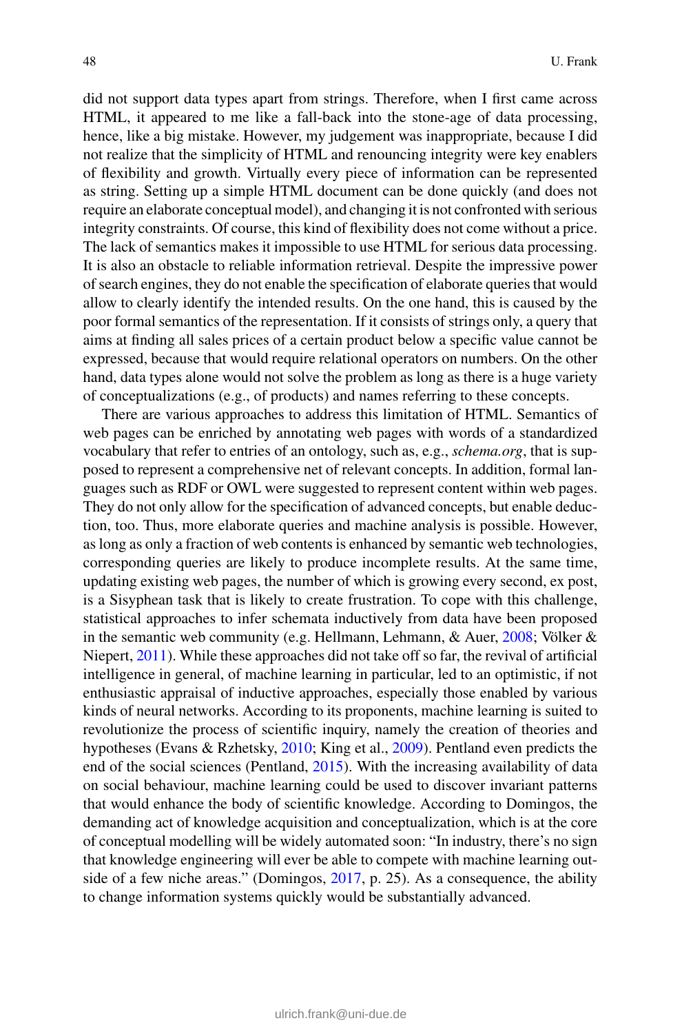did not support data types apart from strings. Therefore, when I first came across HTML, it appeared to me like a fall-back into the stone-age of data processing, hence, like a big mistake. However, my judgement was inappropriate, because I did not realize that the simplicity of HTML and renouncing integrity were key enablers of flexibility and growth. Virtually every piece of information can be represented as string. Setting up a simple HTML document can be done quickly (and does not require an elaborate conceptual model), and changing it is not confronted with serious integrity constraints. Of course, this kind of flexibility does not come without a price. The lack of semantics makes it impossible to use HTML for serious data processing. It is also an obstacle to reliable information retrieval. Despite the impressive power of search engines, they do not enable the specification of elaborate queries that would allow to clearly identify the intended results. On the one hand, this is caused by the poor formal semantics of the representation. If it consists of strings only, a query that aims at finding all sales prices of a certain product below a specific value cannot be expressed, because that would require relational operators on numbers. On the other hand, data types alone would not solve the problem as long as there is a huge variety of conceptualizations (e.g., of products) and names referring to these concepts.

There are various approaches to address this limitation of HTML. Semantics of web pages can be enriched by annotating web pages with words of a standardized vocabulary that refer to entries of an ontology, such as, e.g., *schema.org*, that is supposed to represent a comprehensive net of relevant concepts. In addition, formal languages such as RDF or OWL were suggested to represent content within web pages. They do not only allow for the specification of advanced concepts, but enable deduction, too. Thus, more elaborate queries and machine analysis is possible. However, as long as only a fraction of web contents is enhanced by semantic web technologies, corresponding queries are likely to produce incomplete results. At the same time, updating existing web pages, the number of which is growing every second, ex post, is a Sisyphean task that is likely to create frustration. To cope with this challenge, statistical approaches to infer schemata inductively from data have been proposed in the semantic web community (e.g. Hellmann, Lehmann, & Auer, 2008; Völker & Niepert, 2011). While these approaches did not take off so far, the revival of artificial intelligence in general, of machine learning in particular, led to an optimistic, if not enthusiastic appraisal of inductive approaches, especially those enabled by various kinds of neural networks. According to its proponents, machine learning is suited to revolutionize the process of scientific inquiry, namely the creation of theories and hypotheses (Evans & Rzhetsky, 2010; King et al., 2009). Pentland even predicts the end of the social sciences (Pentland, 2015). With the increasing availability of data on social behaviour, machine learning could be used to discover invariant patterns that would enhance the body of scientific knowledge. According to Domingos, the demanding act of knowledge acquisition and conceptualization, which is at the core of conceptual modelling will be widely automated soon: "In industry, there's no sign that knowledge engineering will ever be able to compete with machine learning outside of a few niche areas." (Domingos, 2017, p. 25). As a consequence, the ability to change information systems quickly would be substantially advanced.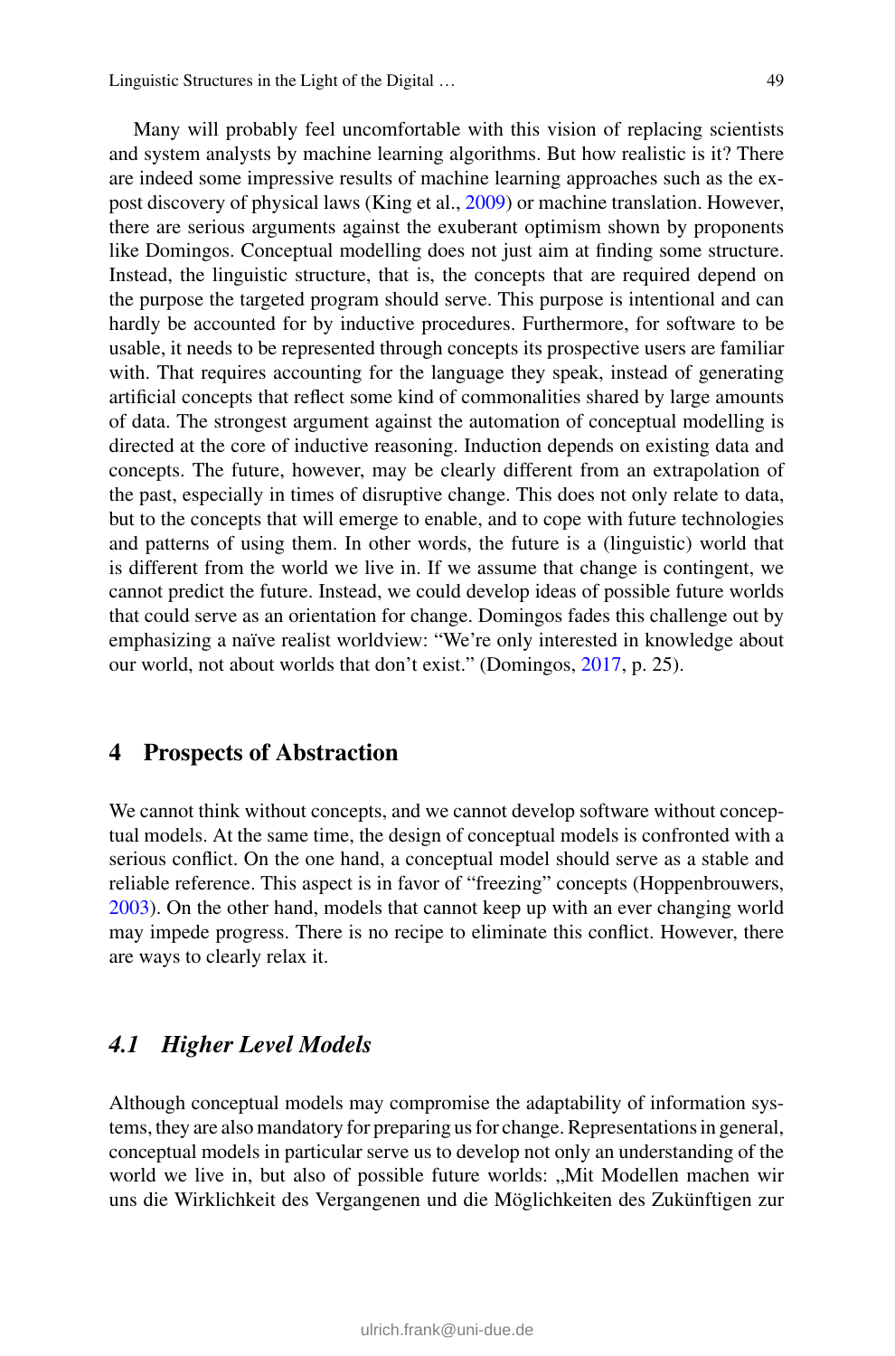Many will probably feel uncomfortable with this vision of replacing scientists and system analysts by machine learning algorithms. But how realistic is it? There are indeed some impressive results of machine learning approaches such as the ex-post discovery of physical laws (King et al., 2009) or machine translation. However, there are serious arguments against the exuberant optimism shown by proponents like Domingos. Conceptual modelling does not just aim at finding some structure. Instead, the linguistic structure, that is, the concepts that are required depend on the purpose the targeted program should serve. This purpose is intentional and can hardly be accounted for by inductive procedures. Furthermore, for software to be usable, it needs to be represented through concepts its prospective users are familiar with. That requires accounting for the language they speak, instead of generating artificial concepts that reflect some kind of commonalities shared by large amounts of data. The strongest argument against the automation of conceptual modelling is directed at the core of inductive reasoning. Induction depends on existing data and concepts. The future, however, may be clearly different from an extrapolation of the past, especially in times of disruptive change. This does not only relate to data, but to the concepts that will emerge to enable, and to cope with future technologies and patterns of using them. In other words, the future is a (linguistic) world that is different from the world we live in. If we assume that change is contingent, we cannot predict the future. Instead, we could develop ideas of possible future worlds that could serve as an orientation for change. Domingos fades this challenge out by emphasizing a naïve realist worldview: "We're only interested in knowledge about our world, not about worlds that don't exist." (Domingos, 2017, p. 25).

## 4 Prospects of Abstraction

We cannot think without concepts, and we cannot develop software without conceptual models. At the same time, the design of conceptual models is confronted with a serious conflict. On the one hand, a conceptual model should serve as a stable and reliable reference. This aspect is in favor of "freezing" concepts (Hoppenbrouwers, 2003). On the other hand, models that cannot keep up with an ever changing world may impede progress. There is no recipe to eliminate this conflict. However, there are ways to clearly relax it.

### *4.1 Higher Level Models*

Although conceptual models may compromise the adaptability of information systems, they are also mandatory for preparing us for change. Representations in general, conceptual models in particular serve us to develop not only an understanding of the world we live in, but also of possible future worlds: „Mit Modellen machen wir uns die Wirklichkeit des Vergangenen und die Möglichkeiten des Zukünftigen zur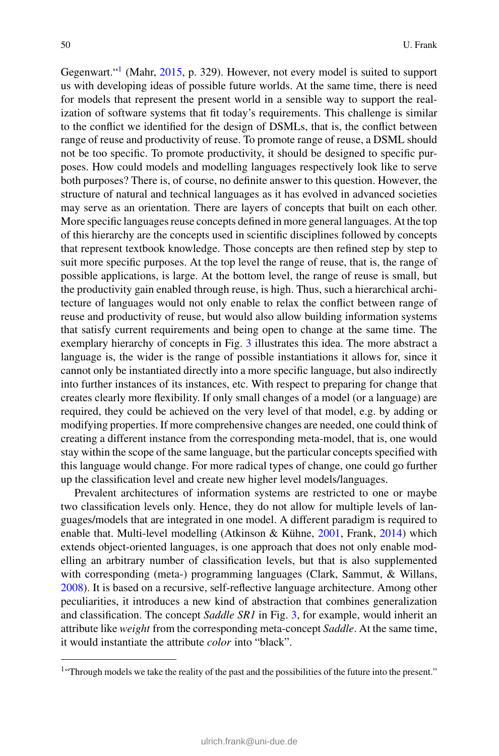Gegenwart."[1] (Mahr, 2015, p. 329). However, not every model is suited to support us with developing ideas of possible future worlds. At the same time, there is need for models that represent the present world in a sensible way to support the realization of software systems that fit today's requirements. This challenge is similar to the conflict we identified for the design of DSMLs, that is, the conflict between range of reuse and productivity of reuse. To promote range of reuse, a DSML should not be too specific. To promote productivity, it should be designed to specific purposes. How could models and modelling languages respectively look like to serve both purposes? There is, of course, no definite answer to this question. However, the structure of natural and technical languages as it has evolved in advanced societies may serve as an orientation. There are layers of concepts that built on each other. More specific languages reuse concepts defined in more general languages. At the top of this hierarchy are the concepts used in scientific disciplines followed by concepts that represent textbook knowledge. Those concepts are then refined step by step to suit more specific purposes. At the top level the range of reuse, that is, the range of possible applications, is large. At the bottom level, the range of reuse is small, but the productivity gain enabled through reuse, is high. Thus, such a hierarchical architecture of languages would not only enable to relax the conflict between range of reuse and productivity of reuse, but would also allow building information systems that satisfy current requirements and being open to change at the same time. The exemplary hierarchy of concepts in Fig. 3 illustrates this idea. The more abstract a language is, the wider is the range of possible instantiations it allows for, since it cannot only be instantiated directly into a more specific language, but also indirectly into further instances of its instances, etc. With respect to preparing for change that creates clearly more flexibility. If only small changes of a model (or a language) are required, they could be achieved on the very level of that model, e.g. by adding or modifying properties. If more comprehensive changes are needed, one could think of creating a different instance from the corresponding meta-model, that is, one would stay within the scope of the same language, but the particular concepts specified with this language would change. For more radical types of change, one could go further up the classification level and create new higher level models/languages.

Prevalent architectures of information systems are restricted to one or maybe two classification levels only. Hence, they do not allow for multiple levels of languages/models that are integrated in one model. A different paradigm is required to enable that. Multi-level modelling (Atkinson & Kühne, 2001, Frank, 2014) which extends object-oriented languages, is one approach that does not only enable modelling an arbitrary number of classification levels, but that is also supplemented with corresponding (meta-) programming languages (Clark, Sammut, & Willans, 2008). It is based on a recursive, self-reflective language architecture. Among other peculiarities, it introduces a new kind of abstraction that combines generalization and classification. The concept *Saddle SR1* in Fig. 3, for example, would inherit an attribute like *weight* from the corresponding meta-concept *Saddle*. At the same time, it would instantiate the attribute *color* into "black".

[1] "Through models we take the reality of the past and the possibilities of the future into the present."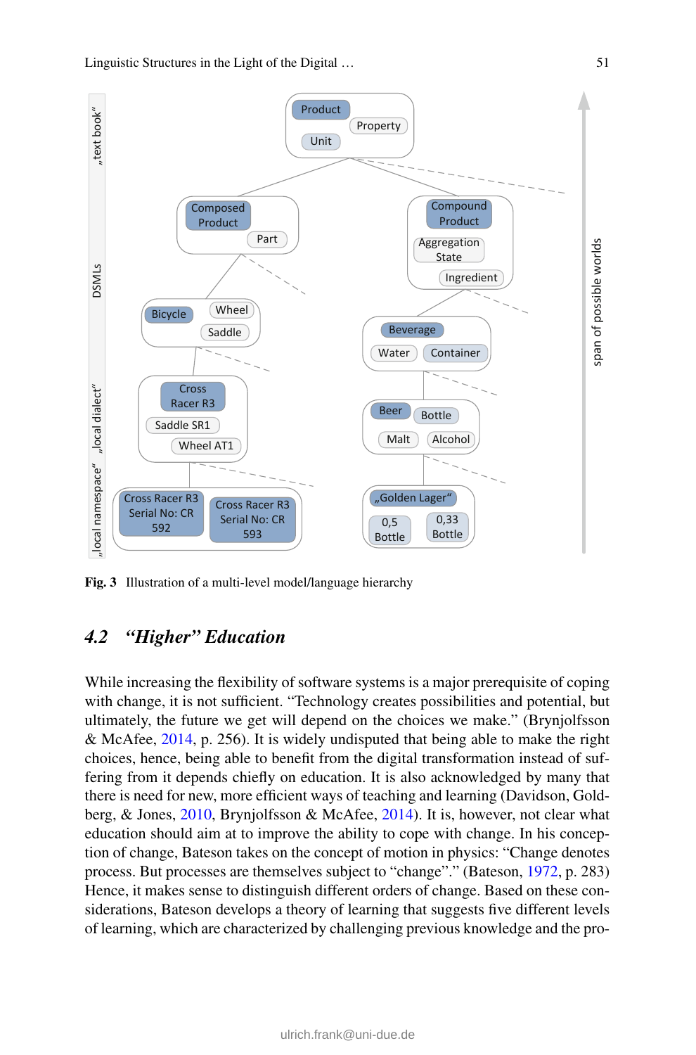Fig. 3 Illustration of a multi-level model/language hierarchy

## 4.2 *"Higher" Education*

While increasing the flexibility of software systems is a major prerequisite of coping with change, it is not sufficient. "Technology creates possibilities and potential, but ultimately, the future we get will depend on the choices we make." (Brynjolfsson & McAfee, 2014, p. 256). It is widely undisputed that being able to make the right choices, hence, being able to benefit from the digital transformation instead of suffering from it depends chiefly on education. It is also acknowledged by many that there is need for new, more efficient ways of teaching and learning (Davidson, Goldberg, & Jones, 2010, Brynjolfsson & McAfee, 2014). It is, however, not clear what education should aim at to improve the ability to cope with change. In his conception of change, Bateson takes on the concept of motion in physics: "Change denotes process. But processes are themselves subject to "change"." (Bateson, 1972, p. 283) Hence, it makes sense to distinguish different orders of change. Based on these considerations, Bateson develops a theory of learning that suggests five different levels of learning, which are characterized by challenging previous knowledge and the pro-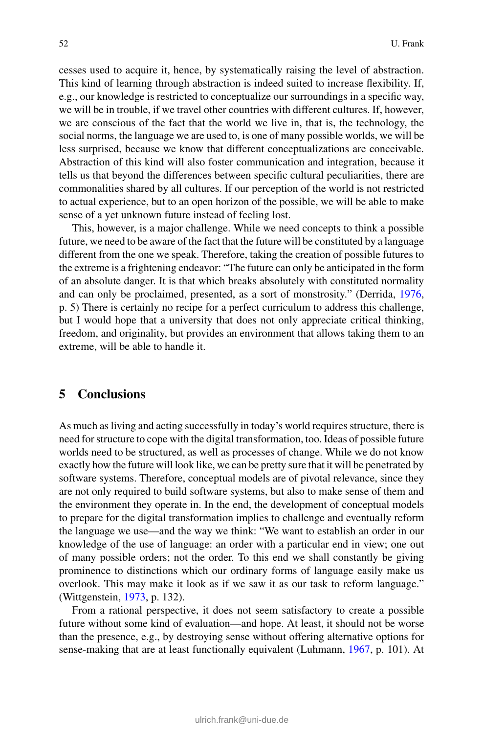cesses used to acquire it, hence, by systematically raising the level of abstraction. This kind of learning through abstraction is indeed suited to increase flexibility. If, e.g., our knowledge is restricted to conceptualize our surroundings in a specific way, we will be in trouble, if we travel other countries with different cultures. If, however, we are conscious of the fact that the world we live in, that is, the technology, the social norms, the language we are used to, is one of many possible worlds, we will be less surprised, because we know that different conceptualizations are conceivable. Abstraction of this kind will also foster communication and integration, because it tells us that beyond the differences between specific cultural peculiarities, there are commonalities shared by all cultures. If our perception of the world is not restricted to actual experience, but to an open horizon of the possible, we will be able to make sense of a yet unknown future instead of feeling lost.

This, however, is a major challenge. While we need concepts to think a possible future, we need to be aware of the fact that the future will be constituted by a language different from the one we speak. Therefore, taking the creation of possible futures to the extreme is a frightening endeavor: "The future can only be anticipated in the form of an absolute danger. It is that which breaks absolutely with constituted normality and can only be proclaimed, presented, as a sort of monstrosity." (Derrida, 1976, p. 5) There is certainly no recipe for a perfect curriculum to address this challenge, but I would hope that a university that does not only appreciate critical thinking, freedom, and originality, but provides an environment that allows taking them to an extreme, will be able to handle it.

## 5 Conclusions

As much as living and acting successfully in today's world requires structure, there is need for structure to cope with the digital transformation, too. Ideas of possible future worlds need to be structured, as well as processes of change. While we do not know exactly how the future will look like, we can be pretty sure that it will be penetrated by software systems. Therefore, conceptual models are of pivotal relevance, since they are not only required to build software systems, but also to make sense of them and the environment they operate in. In the end, the development of conceptual models to prepare for the digital transformation implies to challenge and eventually reform the language we use—and the way we think: "We want to establish an order in our knowledge of the use of language: an order with a particular end in view; one out of many possible orders; not the order. To this end we shall constantly be giving prominence to distinctions which our ordinary forms of language easily make us overlook. This may make it look as if we saw it as our task to reform language." (Wittgenstein, 1973, p. 132).

From a rational perspective, it does not seem satisfactory to create a possible future without some kind of evaluation—and hope. At least, it should not be worse than the presence, e.g., by destroying sense without offering alternative options for sense-making that are at least functionally equivalent (Luhmann, 1967, p. 101). At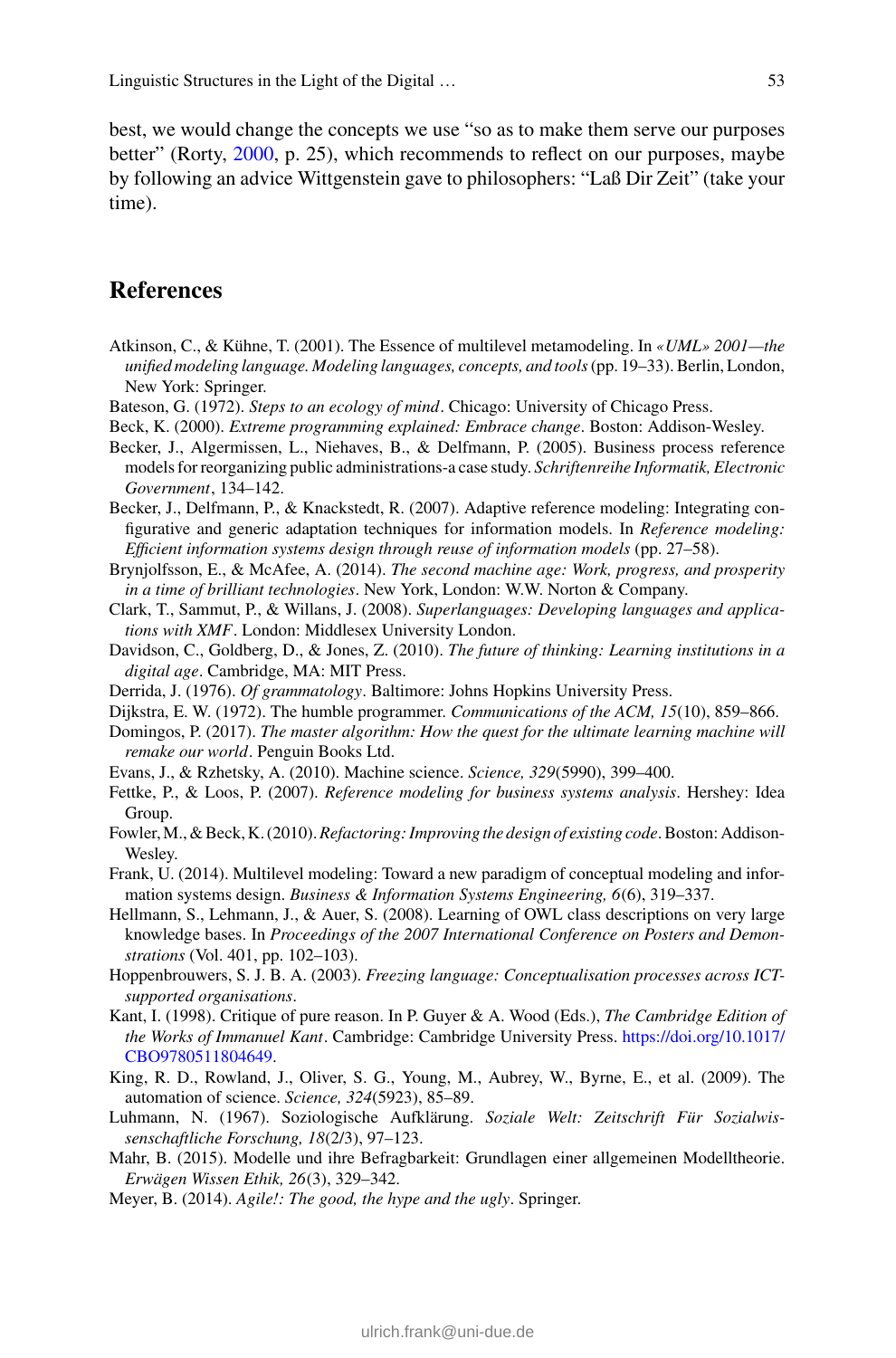best, we would change the concepts we use "so as to make them serve our purposes better" (Rorty, 2000, p. 25), which recommends to reflect on our purposes, maybe by following an advice Wittgenstein gave to philosophers: "Laß Dir Zeit" (take your time).

## References

Atkinson, C., & Kühne, T. (2001). The Essence of multilevel metamodeling. In *«UML» 2001—the unified modeling language. Modeling languages, concepts, and tools* (pp. 19–33). Berlin, London, New York: Springer.

Bateson, G. (1972). *Steps to an ecology of mind*. Chicago: University of Chicago Press.

Beck, K. (2000). *Extreme programming explained: Embrace change*. Boston: Addison-Wesley.

Becker, J., Algermissen, L., Niehaves, B., & Delfmann, P. (2005). Business process reference models for reorganizing public administrations-a case study. *Schriftenreihe Informatik, Electronic Government*, 134–142.

Becker, J., Delfmann, P., & Knackstedt, R. (2007). Adaptive reference modeling: Integrating configurative and generic adaptation techniques for information models. In *Reference modeling: Efficient information systems design through reuse of information models* (pp. 27–58).

Brynjolfsson, E., & McAfee, A. (2014). *The second machine age: Work, progress, and prosperity in a time of brilliant technologies*. New York, London: W.W. Norton & Company.

Clark, T., Sammut, P., & Willans, J. (2008). *Superlanguages: Developing languages and applications with XMF*. London: Middlesex University London.

Davidson, C., Goldberg, D., & Jones, Z. (2010). *The future of thinking: Learning institutions in a digital age*. Cambridge, MA: MIT Press.

Derrida, J. (1976). *Of grammatology*. Baltimore: Johns Hopkins University Press.

Dijkstra, E. W. (1972). The humble programmer. *Communications of the ACM, 15*(10), 859–866.

Domingos, P. (2017). *The master algorithm: How the quest for the ultimate learning machine will remake our world*. Penguin Books Ltd.

Evans, J., & Rzhetsky, A. (2010). Machine science. *Science, 329*(5990), 399–400.

Fettke, P., & Loos, P. (2007). *Reference modeling for business systems analysis*. Hershey: Idea Group.

Fowler, M., & Beck, K. (2010). *Refactoring: Improving the design of existing code*. Boston: Addison-Wesley.

Frank, U. (2014). Multilevel modeling: Toward a new paradigm of conceptual modeling and information systems design. *Business & Information Systems Engineering, 6*(6), 319–337.

Hellmann, S., Lehmann, J., & Auer, S. (2008). Learning of OWL class descriptions on very large knowledge bases. In *Proceedings of the 2007 International Conference on Posters and Demonstrations* (Vol. 401, pp. 102–103).

Hoppenbrouwers, S. J. B. A. (2003). *Freezing language: Conceptualisation processes across ICT-supported organisations*.

Kant, I. (1998). Critique of pure reason. In P. Guyer & A. Wood (Eds.), *The Cambridge Edition of the Works of Immanuel Kant*. Cambridge: Cambridge University Press. https://doi.org/10.1017/CBO9780511804649.

King, R. D., Rowland, J., Oliver, S. G., Young, M., Aubrey, W., Byrne, E., et al. (2009). The automation of science. *Science, 324*(5923), 85–89.

Luhmann, N. (1967). Soziologische Aufklärung. *Soziale Welt: Zeitschrift Für Sozialwissenschaftliche Forschung, 18*(2/3), 97–123.

Mahr, B. (2015). Modelle und ihre Befragbarkeit: Grundlagen einer allgemeinen Modelltheorie. *Erwägen Wissen Ethik, 26*(3), 329–342.

Meyer, B. (2014). *Agile!: The good, the hype and the ugly*. Springer.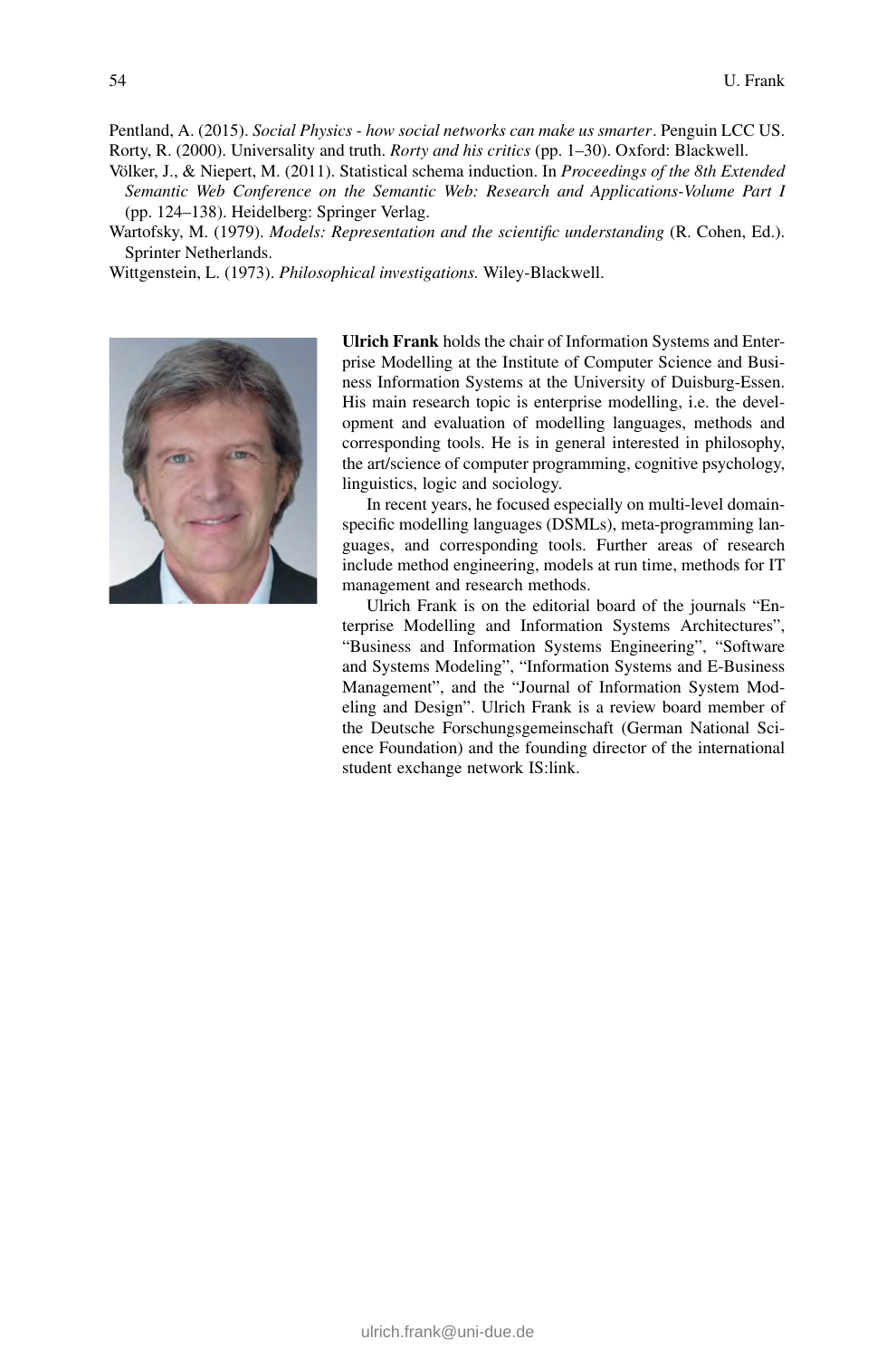Pentland, A. (2015). *Social Physics - how social networks can make us smarter*. Penguin LCC US.

Rorty, R. (2000). Universality and truth. *Rorty and his critics* (pp. 1–30). Oxford: Blackwell.

Völker, J., & Niepert, M. (2011). Statistical schema induction. In *Proceedings of the 8th Extended Semantic Web Conference on the Semantic Web: Research and Applications-Volume Part I* (pp. 124–138). Heidelberg: Springer Verlag.

Wartofsky, M. (1979). *Models: Representation and the scientific understanding* (R. Cohen, Ed.). Sprinter Netherlands.

Wittgenstein, L. (1973). *Philosophical investigations.* Wiley-Blackwell.

**Ulrich Frank** holds the chair of Information Systems and Enterprise Modelling at the Institute of Computer Science and Business Information Systems at the University of Duisburg-Essen. His main research topic is enterprise modelling, i.e. the development and evaluation of modelling languages, methods and corresponding tools. He is in general interested in philosophy, the art/science of computer programming, cognitive psychology, linguistics, logic and sociology.

In recent years, he focused especially on multi-level domain-specific modelling languages (DSMLs), meta-programming languages, and corresponding tools. Further areas of research include method engineering, models at run time, methods for IT management and research methods.

Ulrich Frank is on the editorial board of the journals "Enterprise Modelling and Information Systems Architectures", "Business and Information Systems Engineering", "Software and Systems Modeling", "Information Systems and E-Business Management", and the "Journal of Information System Modeling and Design". Ulrich Frank is a review board member of the Deutsche Forschungsgemeinschaft (German National Science Foundation) and the founding director of the international student exchange network IS:link.

ulrich.frank@uni-due.de